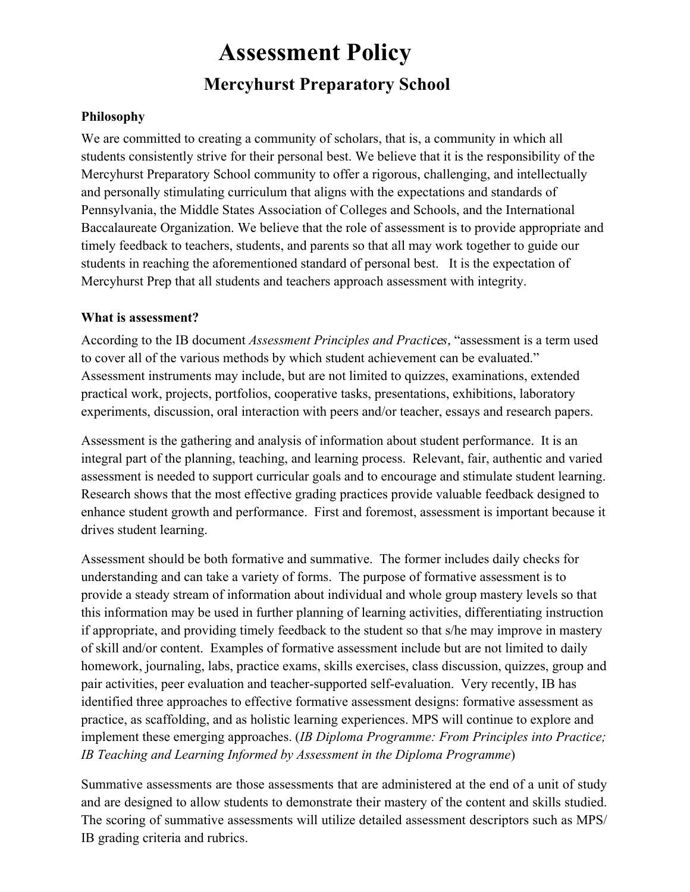# Assessment Policy

## Mercyhurst Preparatory School

**Philosophy**

We are committed to creating a community of scholars, that is, a community in which all students consistently strive for their personal best. We believe that it is the responsibility of the Mercyhurst Preparatory School community to offer a rigorous, challenging, and intellectually and personally stimulating curriculum that aligns with the expectations and standards of Pennsylvania, the Middle States Association of Colleges and Schools, and the International Baccalaureate Organization. We believe that the role of assessment is to provide appropriate and timely feedback to teachers, students, and parents so that all may work together to guide our students in reaching the aforementioned standard of personal best. It is the expectation of Mercyhurst Prep that all students and teachers approach assessment with integrity.

**What is assessment?**

According to the IB document *Assessment Principles and Practices,* "assessment is a term used to cover all of the various methods by which student achievement can be evaluated." Assessment instruments may include, but are not limited to quizzes, examinations, extended practical work, projects, portfolios, cooperative tasks, presentations, exhibitions, laboratory experiments, discussion, oral interaction with peers and/or teacher, essays and research papers.

Assessment is the gathering and analysis of information about student performance. It is an integral part of the planning, teaching, and learning process. Relevant, fair, authentic and varied assessment is needed to support curricular goals and to encourage and stimulate student learning. Research shows that the most effective grading practices provide valuable feedback designed to enhance student growth and performance. First and foremost, assessment is important because it drives student learning.

Assessment should be both formative and summative. The former includes daily checks for understanding and can take a variety of forms. The purpose of formative assessment is to provide a steady stream of information about individual and whole group mastery levels so that this information may be used in further planning of learning activities, differentiating instruction if appropriate, and providing timely feedback to the student so that s/he may improve in mastery of skill and/or content. Examples of formative assessment include but are not limited to daily homework, journaling, labs, practice exams, skills exercises, class discussion, quizzes, group and pair activities, peer evaluation and teacher-supported self-evaluation. Very recently, IB has identified three approaches to effective formative assessment designs: formative assessment as practice, as scaffolding, and as holistic learning experiences. MPS will continue to explore and implement these emerging approaches. (*IB Diploma Programme: From Principles into Practice; IB Teaching and Learning Informed by Assessment in the Diploma Programme*)

Summative assessments are those assessments that are administered at the end of a unit of study and are designed to allow students to demonstrate their mastery of the content and skills studied. The scoring of summative assessments will utilize detailed assessment descriptors such as MPS/IB grading criteria and rubrics.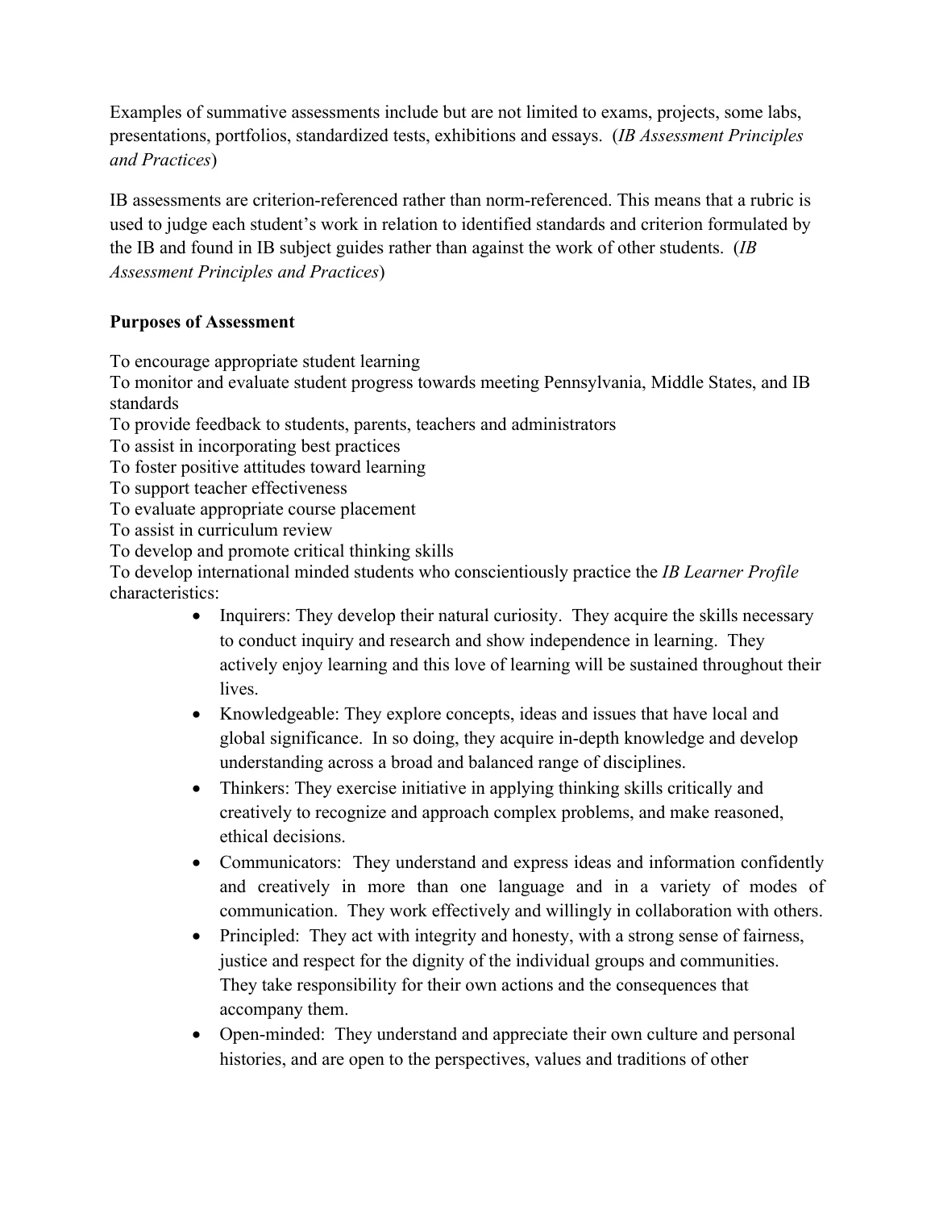Examples of summative assessments include but are not limited to exams, projects, some labs, presentations, portfolios, standardized tests, exhibitions and essays. (*IB Assessment Principles and Practices*)

IB assessments are criterion-referenced rather than norm-referenced. This means that a rubric is used to judge each student's work in relation to identified standards and criterion formulated by the IB and found in IB subject guides rather than against the work of other students. (*IB Assessment Principles and Practices*)

**Purposes of Assessment**

To encourage appropriate student learning  
To monitor and evaluate student progress towards meeting Pennsylvania, Middle States, and IB standards  
To provide feedback to students, parents, teachers and administrators  
To assist in incorporating best practices  
To foster positive attitudes toward learning  
To support teacher effectiveness  
To evaluate appropriate course placement  
To assist in curriculum review  
To develop and promote critical thinking skills  
To develop international minded students who conscientiously practice the *IB Learner Profile* characteristics:

- Inquirers: They develop their natural curiosity. They acquire the skills necessary to conduct inquiry and research and show independence in learning. They actively enjoy learning and this love of learning will be sustained throughout their lives.
- Knowledgeable: They explore concepts, ideas and issues that have local and global significance. In so doing, they acquire in-depth knowledge and develop understanding across a broad and balanced range of disciplines.
- Thinkers: They exercise initiative in applying thinking skills critically and creatively to recognize and approach complex problems, and make reasoned, ethical decisions.
- Communicators: They understand and express ideas and information confidently and creatively in more than one language and in a variety of modes of communication. They work effectively and willingly in collaboration with others.
- Principled: They act with integrity and honesty, with a strong sense of fairness, justice and respect for the dignity of the individual groups and communities. They take responsibility for their own actions and the consequences that accompany them.
- Open-minded: They understand and appreciate their own culture and personal histories, and are open to the perspectives, values and traditions of other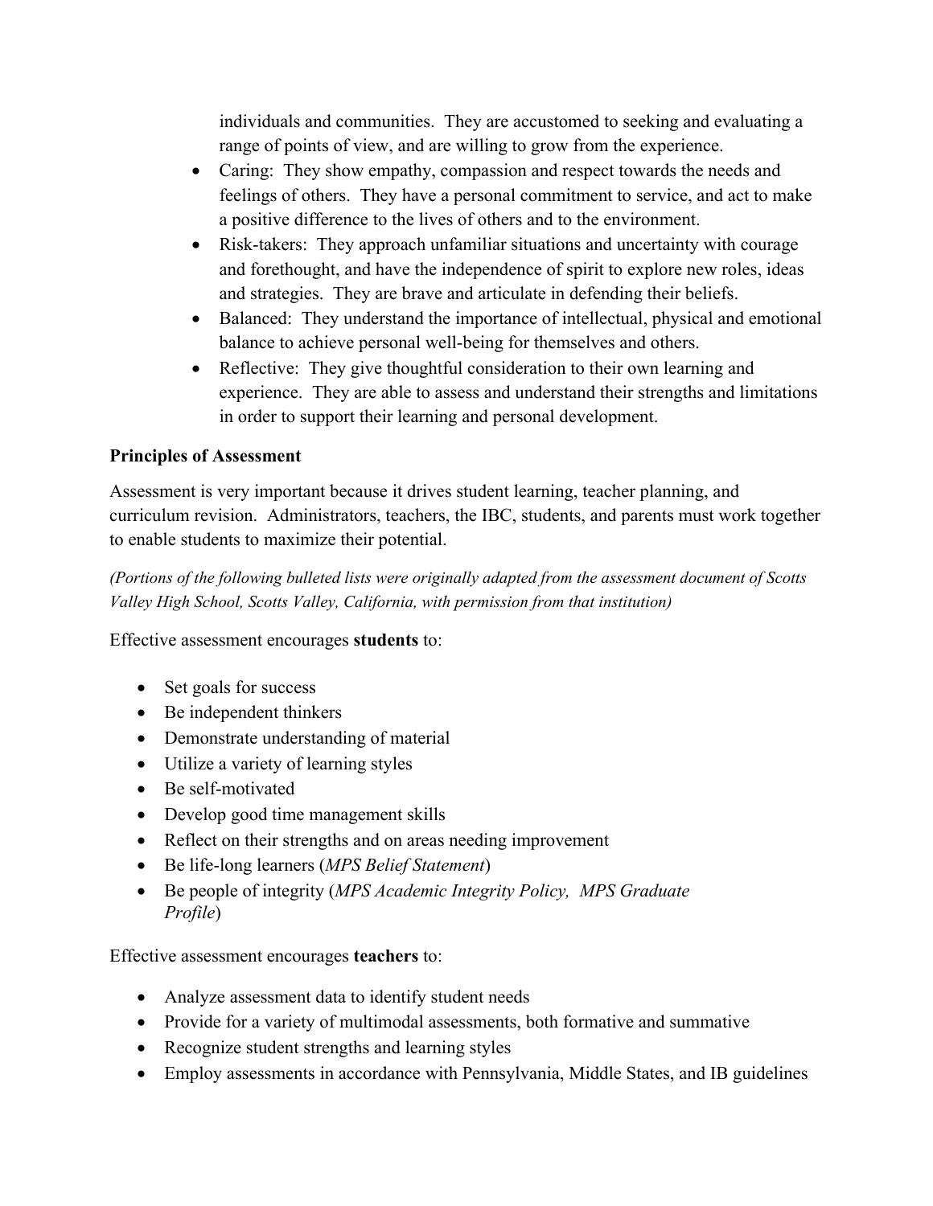individuals and communities. They are accustomed to seeking and evaluating a range of points of view, and are willing to grow from the experience.

- Caring: They show empathy, compassion and respect towards the needs and feelings of others. They have a personal commitment to service, and act to make a positive difference to the lives of others and to the environment.
- Risk-takers: They approach unfamiliar situations and uncertainty with courage and forethought, and have the independence of spirit to explore new roles, ideas and strategies. They are brave and articulate in defending their beliefs.
- Balanced: They understand the importance of intellectual, physical and emotional balance to achieve personal well-being for themselves and others.
- Reflective: They give thoughtful consideration to their own learning and experience. They are able to assess and understand their strengths and limitations in order to support their learning and personal development.

**Principles of Assessment**

Assessment is very important because it drives student learning, teacher planning, and curriculum revision. Administrators, teachers, the IBC, students, and parents must work together to enable students to maximize their potential.

*(Portions of the following bulleted lists were originally adapted from the assessment document of Scotts Valley High School, Scotts Valley, California, with permission from that institution)*

Effective assessment encourages **students** to:

- Set goals for success
- Be independent thinkers
- Demonstrate understanding of material
- Utilize a variety of learning styles
- Be self-motivated
- Develop good time management skills
- Reflect on their strengths and on areas needing improvement
- Be life-long learners (*MPS Belief Statement*)
- Be people of integrity (*MPS Academic Integrity Policy, MPS Graduate Profile*)

Effective assessment encourages **teachers** to:

- Analyze assessment data to identify student needs
- Provide for a variety of multimodal assessments, both formative and summative
- Recognize student strengths and learning styles
- Employ assessments in accordance with Pennsylvania, Middle States, and IB guidelines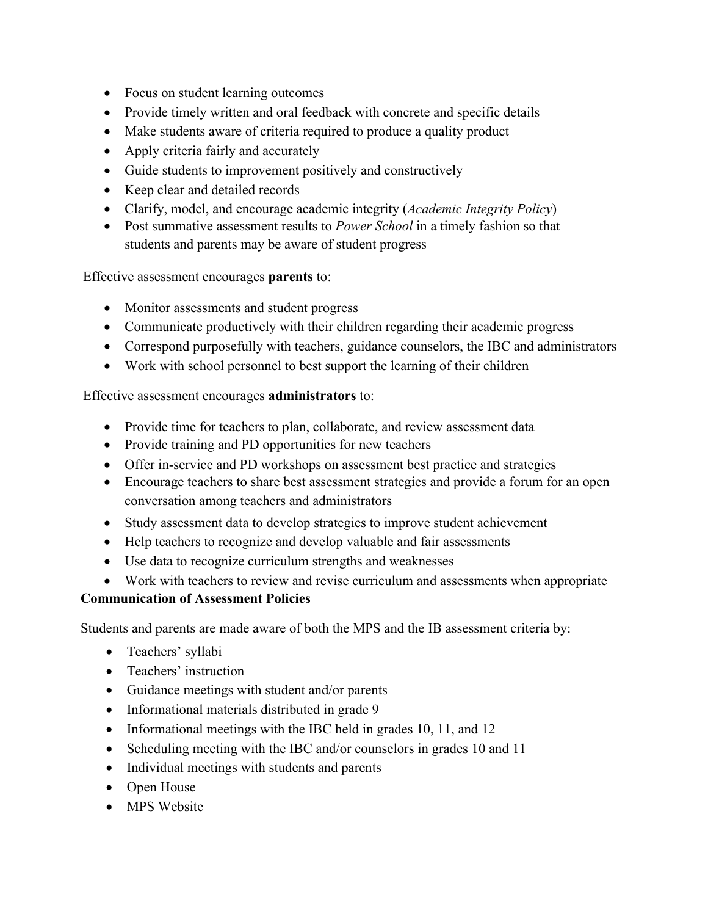- Focus on student learning outcomes
- Provide timely written and oral feedback with concrete and specific details
- Make students aware of criteria required to produce a quality product
- Apply criteria fairly and accurately
- Guide students to improvement positively and constructively
- Keep clear and detailed records
- Clarify, model, and encourage academic integrity (*Academic Integrity Policy*)
- Post summative assessment results to *Power School* in a timely fashion so that students and parents may be aware of student progress

Effective assessment encourages **parents** to:

- Monitor assessments and student progress
- Communicate productively with their children regarding their academic progress
- Correspond purposefully with teachers, guidance counselors, the IBC and administrators
- Work with school personnel to best support the learning of their children

Effective assessment encourages **administrators** to:

- Provide time for teachers to plan, collaborate, and review assessment data
- Provide training and PD opportunities for new teachers
- Offer in-service and PD workshops on assessment best practice and strategies
- Encourage teachers to share best assessment strategies and provide a forum for an open conversation among teachers and administrators
- Study assessment data to develop strategies to improve student achievement
- Help teachers to recognize and develop valuable and fair assessments
- Use data to recognize curriculum strengths and weaknesses
- Work with teachers to review and revise curriculum and assessments when appropriate

**Communication of Assessment Policies**

Students and parents are made aware of both the MPS and the IB assessment criteria by:

- Teachers' syllabi
- Teachers' instruction
- Guidance meetings with student and/or parents
- Informational materials distributed in grade 9
- Informational meetings with the IBC held in grades 10, 11, and 12
- Scheduling meeting with the IBC and/or counselors in grades 10 and 11
- Individual meetings with students and parents
- Open House
- MPS Website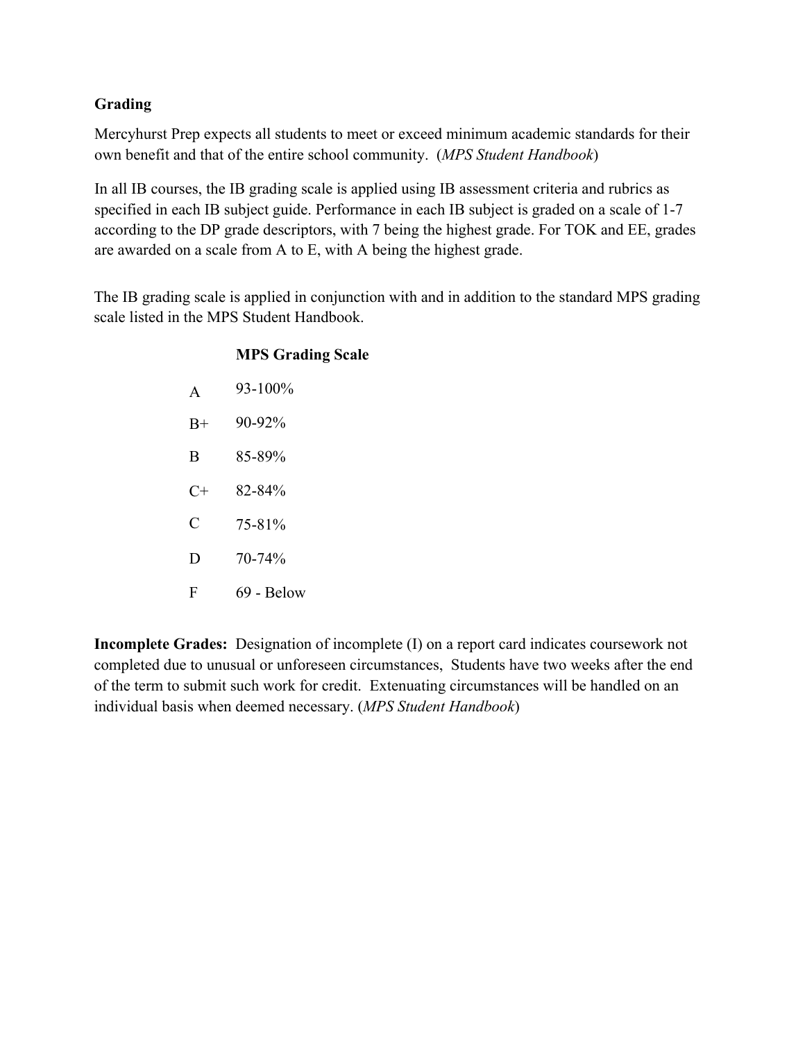## Grading

Mercyhurst Prep expects all students to meet or exceed minimum academic standards for their own benefit and that of the entire school community. (*MPS Student Handbook*)

In all IB courses, the IB grading scale is applied using IB assessment criteria and rubrics as specified in each IB subject guide. Performance in each IB subject is graded on a scale of 1-7 according to the DP grade descriptors, with 7 being the highest grade. For TOK and EE, grades are awarded on a scale from A to E, with A being the highest grade.

The IB grading scale is applied in conjunction with and in addition to the standard MPS grading scale listed in the MPS Student Handbook.

| | **MPS Grading Scale** |
|---|---|
| A | 93-100% |
| B+ | 90-92% |
| B | 85-89% |
| C+ | 82-84% |
| C | 75-81% |
| D | 70-74% |
| F | 69 - Below |

**Incomplete Grades:** Designation of incomplete (I) on a report card indicates coursework not completed due to unusual or unforeseen circumstances, Students have two weeks after the end of the term to submit such work for credit. Extenuating circumstances will be handled on an individual basis when deemed necessary. (*MPS Student Handbook*)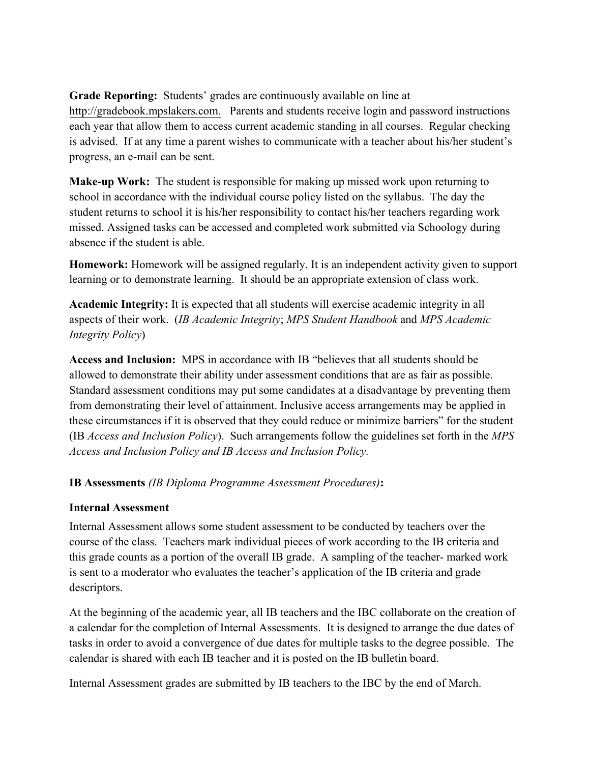**Grade Reporting:** Students' grades are continuously available on line at http://gradebook.mpslakers.com. Parents and students receive login and password instructions each year that allow them to access current academic standing in all courses. Regular checking is advised. If at any time a parent wishes to communicate with a teacher about his/her student's progress, an e-mail can be sent.

**Make-up Work:** The student is responsible for making up missed work upon returning to school in accordance with the individual course policy listed on the syllabus. The day the student returns to school it is his/her responsibility to contact his/her teachers regarding work missed. Assigned tasks can be accessed and completed work submitted via Schoology during absence if the student is able.

**Homework:** Homework will be assigned regularly. It is an independent activity given to support learning or to demonstrate learning. It should be an appropriate extension of class work.

**Academic Integrity:** It is expected that all students will exercise academic integrity in all aspects of their work. (*IB Academic Integrity*; *MPS Student Handbook* and *MPS Academic Integrity Policy*)

**Access and Inclusion:** MPS in accordance with IB "believes that all students should be allowed to demonstrate their ability under assessment conditions that are as fair as possible. Standard assessment conditions may put some candidates at a disadvantage by preventing them from demonstrating their level of attainment. Inclusive access arrangements may be applied in these circumstances if it is observed that they could reduce or minimize barriers" for the student (IB *Access and Inclusion Policy*). Such arrangements follow the guidelines set forth in the *MPS Access and Inclusion Policy and IB Access and Inclusion Policy.*

**IB Assessments** *(IB Diploma Programme Assessment Procedures)***:**

**Internal Assessment**

Internal Assessment allows some student assessment to be conducted by teachers over the course of the class. Teachers mark individual pieces of work according to the IB criteria and this grade counts as a portion of the overall IB grade. A sampling of the teacher- marked work is sent to a moderator who evaluates the teacher's application of the IB criteria and grade descriptors.

At the beginning of the academic year, all IB teachers and the IBC collaborate on the creation of a calendar for the completion of Internal Assessments. It is designed to arrange the due dates of tasks in order to avoid a convergence of due dates for multiple tasks to the degree possible. The calendar is shared with each IB teacher and it is posted on the IB bulletin board.

Internal Assessment grades are submitted by IB teachers to the IBC by the end of March.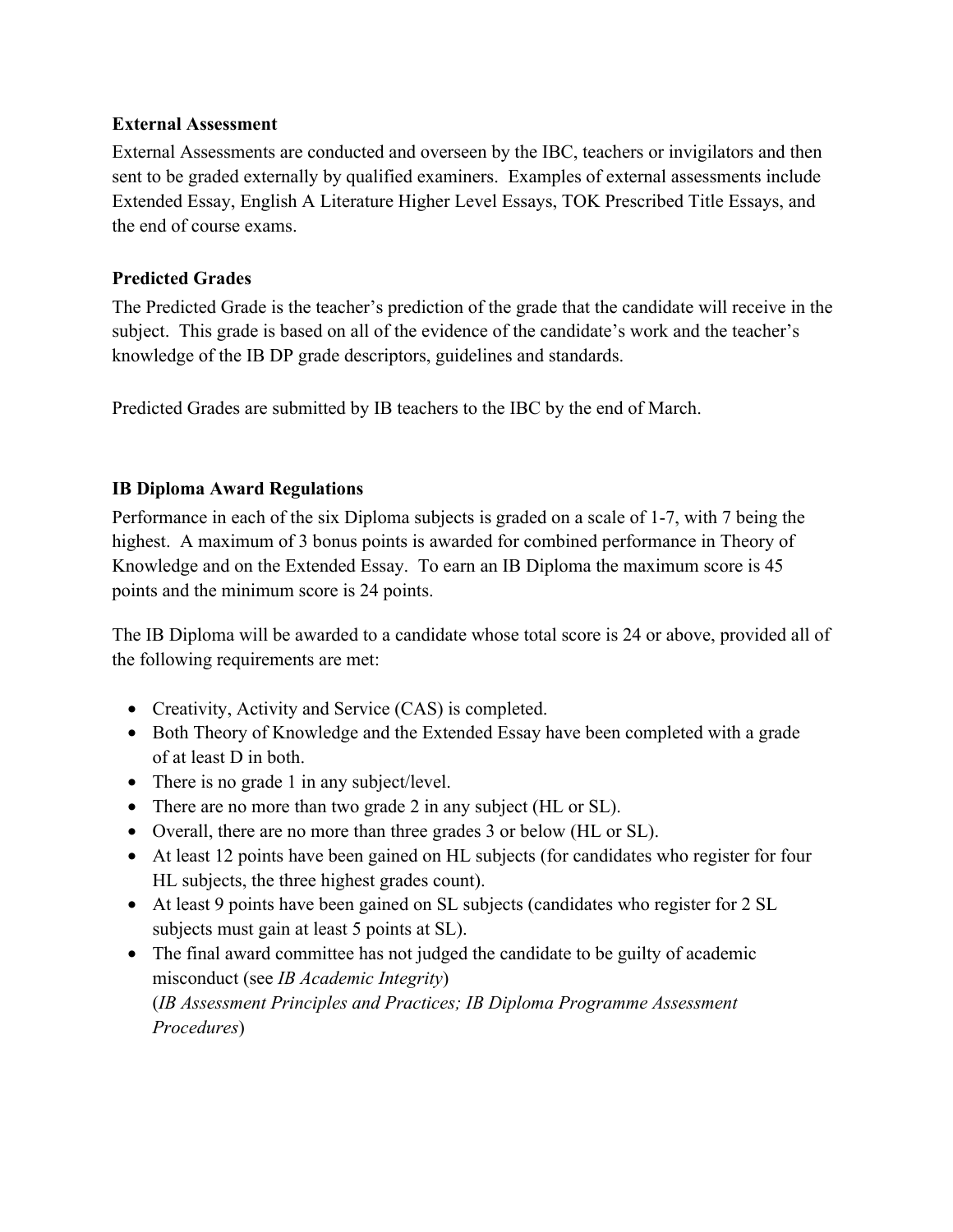**External Assessment**

External Assessments are conducted and overseen by the IBC, teachers or invigilators and then sent to be graded externally by qualified examiners.  Examples of external assessments include Extended Essay, English A Literature Higher Level Essays, TOK Prescribed Title Essays, and the end of course exams.

**Predicted Grades**

The Predicted Grade is the teacher's prediction of the grade that the candidate will receive in the subject.  This grade is based on all of the evidence of the candidate's work and the teacher's knowledge of the IB DP grade descriptors, guidelines and standards.

Predicted Grades are submitted by IB teachers to the IBC by the end of March.

**IB Diploma Award Regulations**

Performance in each of the six Diploma subjects is graded on a scale of 1-7, with 7 being the highest.  A maximum of 3 bonus points is awarded for combined performance in Theory of Knowledge and on the Extended Essay.  To earn an IB Diploma the maximum score is 45 points and the minimum score is 24 points.

The IB Diploma will be awarded to a candidate whose total score is 24 or above, provided all of the following requirements are met:

- Creativity, Activity and Service (CAS) is completed.
- Both Theory of Knowledge and the Extended Essay have been completed with a grade of at least D in both.
- There is no grade 1 in any subject/level.
- There are no more than two grade 2 in any subject (HL or SL).
- Overall, there are no more than three grades 3 or below (HL or SL).
- At least 12 points have been gained on HL subjects (for candidates who register for four HL subjects, the three highest grades count).
- At least 9 points have been gained on SL subjects (candidates who register for 2 SL subjects must gain at least 5 points at SL).
- The final award committee has not judged the candidate to be guilty of academic misconduct (see *IB Academic Integrity*) (*IB Assessment Principles and Practices; IB Diploma Programme Assessment Procedures*)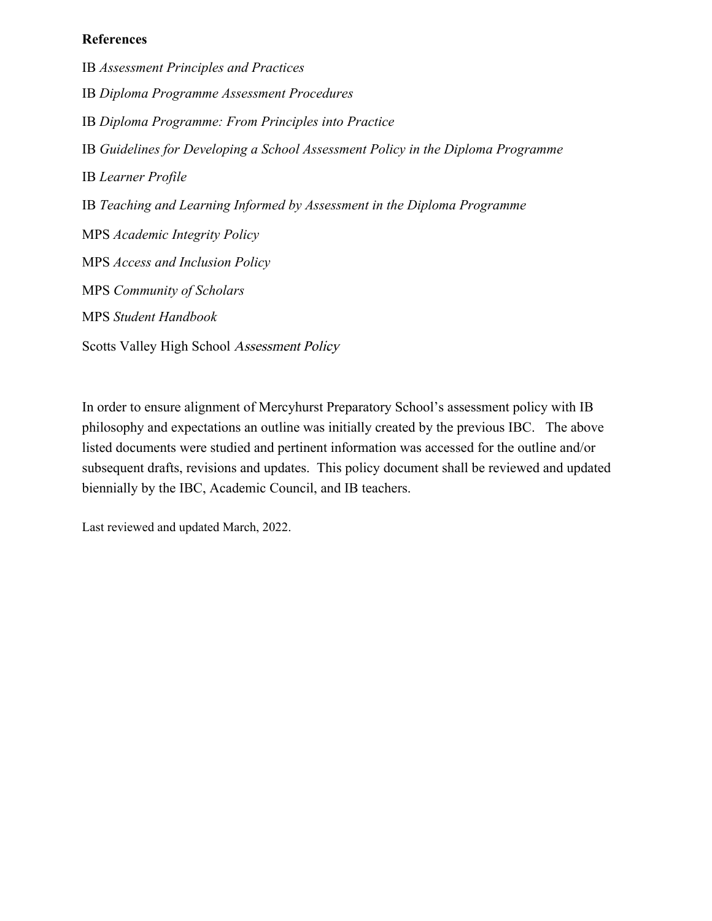**References**

IB *Assessment Principles and Practices*

IB *Diploma Programme Assessment Procedures*

IB *Diploma Programme: From Principles into Practice*

IB *Guidelines for Developing a School Assessment Policy in the Diploma Programme*

IB *Learner Profile*

IB *Teaching and Learning Informed by Assessment in the Diploma Programme*

MPS *Academic Integrity Policy*

MPS *Access and Inclusion Policy*

MPS *Community of Scholars*

MPS *Student Handbook*

Scotts Valley High School *Assessment Policy*

In order to ensure alignment of Mercyhurst Preparatory School's assessment policy with IB philosophy and expectations an outline was initially created by the previous IBC. The above listed documents were studied and pertinent information was accessed for the outline and/or subsequent drafts, revisions and updates. This policy document shall be reviewed and updated biennially by the IBC, Academic Council, and IB teachers.

Last reviewed and updated March, 2022.